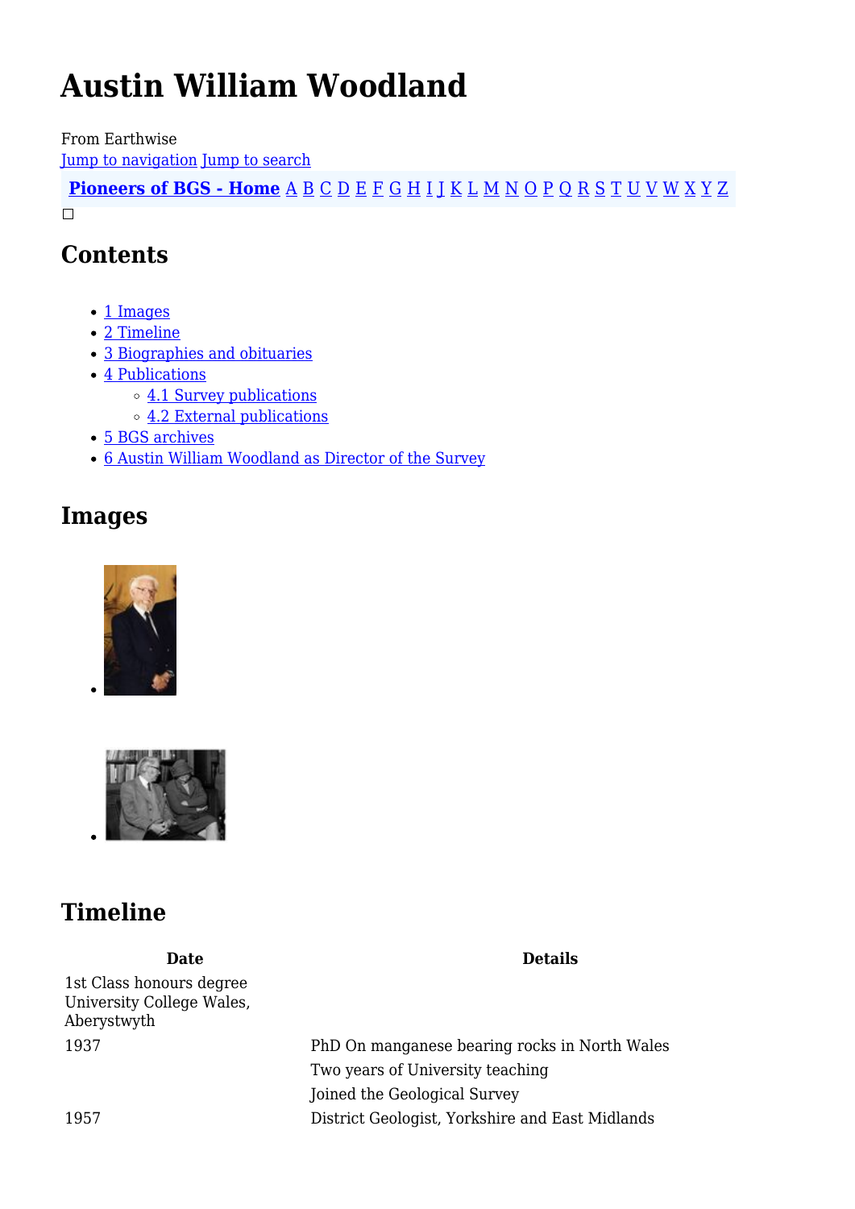# Austin William Woodland

From Earthwise

Jump to navigation Jump to search

**Pioneers of BGS - Home** A B C D E F G H I J K L M N O P Q R S T U V W X Y Z

## Contents

- 1 Images
- 2 Timeline
- 3 Biographies and obituaries
- 4 Publications
  - 4.1 Survey publications
  - 4.2 External publications
- 5 BGS archives
- 6 Austin William Woodland as Director of the Survey

## Images

## Timeline

| Date | Details |
|---|---|
| 1st Class honours degree University College Wales, Aberystwyth | |
| 1937 | PhD On manganese bearing rocks in North Wales |
| | Two years of University teaching |
| | Joined the Geological Survey |
| 1957 | District Geologist, Yorkshire and East Midlands |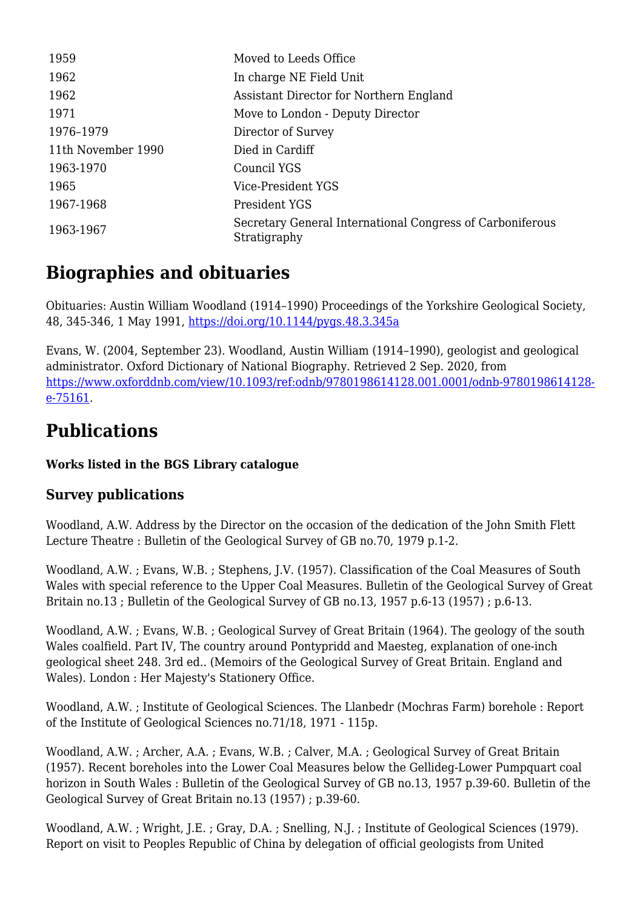| | |
|---|---|
| 1959 | Moved to Leeds Office |
| 1962 | In charge NE Field Unit |
| 1962 | Assistant Director for Northern England |
| 1971 | Move to London - Deputy Director |
| 1976–1979 | Director of Survey |
| 11th November 1990 | Died in Cardiff |
| 1963-1970 | Council YGS |
| 1965 | Vice-President YGS |
| 1967-1968 | President YGS |
| 1963-1967 | Secretary General International Congress of Carboniferous Stratigraphy |

## Biographies and obituaries

Obituaries: Austin William Woodland (1914–1990) Proceedings of the Yorkshire Geological Society, 48, 345-346, 1 May 1991, https://doi.org/10.1144/pygs.48.3.345a

Evans, W. (2004, September 23). Woodland, Austin William (1914–1990), geologist and geological administrator. Oxford Dictionary of National Biography. Retrieved 2 Sep. 2020, from https://www.oxforddnb.com/view/10.1093/ref:odnb/9780198614128.001.0001/odnb-9780198614128-e-75161.

## Publications

**Works listed in the BGS Library catalogue**

### Survey publications

Woodland, A.W. Address by the Director on the occasion of the dedication of the John Smith Flett Lecture Theatre : Bulletin of the Geological Survey of GB no.70, 1979 p.1-2.

Woodland, A.W. ; Evans, W.B. ; Stephens, J.V. (1957). Classification of the Coal Measures of South Wales with special reference to the Upper Coal Measures. Bulletin of the Geological Survey of Great Britain no.13 ; Bulletin of the Geological Survey of GB no.13, 1957 p.6-13 (1957) ; p.6-13.

Woodland, A.W. ; Evans, W.B. ; Geological Survey of Great Britain (1964). The geology of the south Wales coalfield. Part IV, The country around Pontypridd and Maesteg, explanation of one-inch geological sheet 248. 3rd ed.. (Memoirs of the Geological Survey of Great Britain. England and Wales). London : Her Majesty's Stationery Office.

Woodland, A.W. ; Institute of Geological Sciences. The Llanbedr (Mochras Farm) borehole : Report of the Institute of Geological Sciences no.71/18, 1971 - 115p.

Woodland, A.W. ; Archer, A.A. ; Evans, W.B. ; Calver, M.A. ; Geological Survey of Great Britain (1957). Recent boreholes into the Lower Coal Measures below the Gellideg-Lower Pumpquart coal horizon in South Wales : Bulletin of the Geological Survey of GB no.13, 1957 p.39-60. Bulletin of the Geological Survey of Great Britain no.13 (1957) ; p.39-60.

Woodland, A.W. ; Wright, J.E. ; Gray, D.A. ; Snelling, N.J. ; Institute of Geological Sciences (1979). Report on visit to Peoples Republic of China by delegation of official geologists from United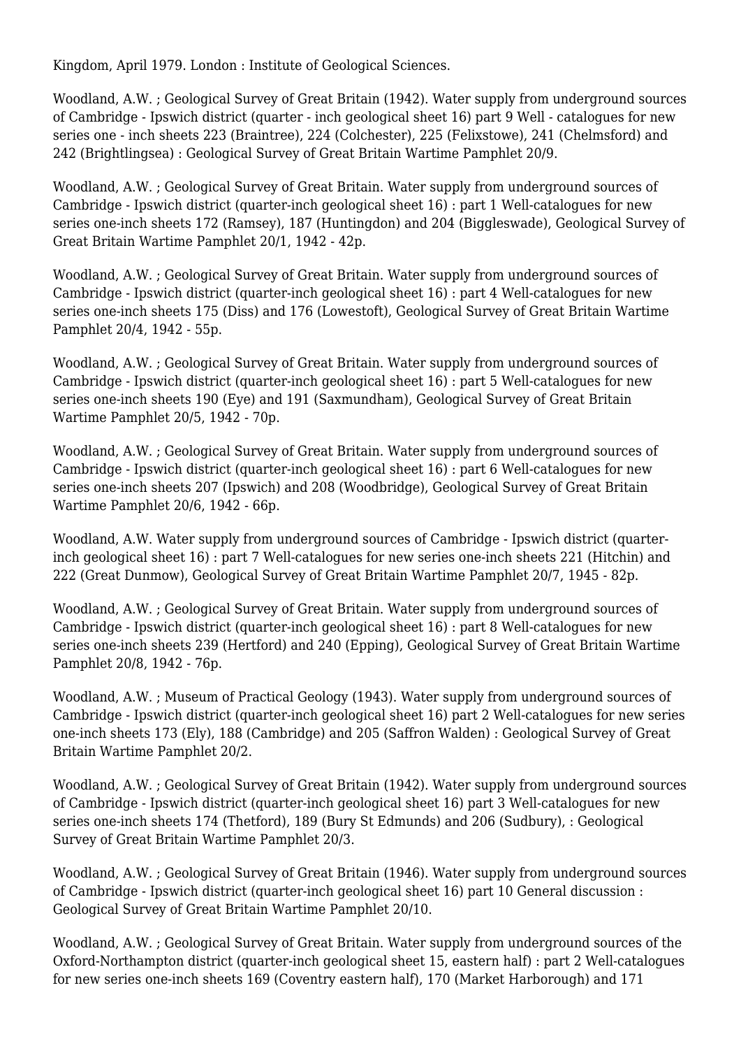Kingdom, April 1979. London : Institute of Geological Sciences.

Woodland, A.W. ; Geological Survey of Great Britain (1942). Water supply from underground sources of Cambridge - Ipswich district (quarter - inch geological sheet 16) part 9 Well - catalogues for new series one - inch sheets 223 (Braintree), 224 (Colchester), 225 (Felixstowe), 241 (Chelmsford) and 242 (Brightlingsea) : Geological Survey of Great Britain Wartime Pamphlet 20/9.

Woodland, A.W. ; Geological Survey of Great Britain. Water supply from underground sources of Cambridge - Ipswich district (quarter-inch geological sheet 16) : part 1 Well-catalogues for new series one-inch sheets 172 (Ramsey), 187 (Huntingdon) and 204 (Biggleswade), Geological Survey of Great Britain Wartime Pamphlet 20/1, 1942 - 42p.

Woodland, A.W. ; Geological Survey of Great Britain. Water supply from underground sources of Cambridge - Ipswich district (quarter-inch geological sheet 16) : part 4 Well-catalogues for new series one-inch sheets 175 (Diss) and 176 (Lowestoft), Geological Survey of Great Britain Wartime Pamphlet 20/4, 1942 - 55p.

Woodland, A.W. ; Geological Survey of Great Britain. Water supply from underground sources of Cambridge - Ipswich district (quarter-inch geological sheet 16) : part 5 Well-catalogues for new series one-inch sheets 190 (Eye) and 191 (Saxmundham), Geological Survey of Great Britain Wartime Pamphlet 20/5, 1942 - 70p.

Woodland, A.W. ; Geological Survey of Great Britain. Water supply from underground sources of Cambridge - Ipswich district (quarter-inch geological sheet 16) : part 6 Well-catalogues for new series one-inch sheets 207 (Ipswich) and 208 (Woodbridge), Geological Survey of Great Britain Wartime Pamphlet 20/6, 1942 - 66p.

Woodland, A.W. Water supply from underground sources of Cambridge - Ipswich district (quarter-inch geological sheet 16) : part 7 Well-catalogues for new series one-inch sheets 221 (Hitchin) and 222 (Great Dunmow), Geological Survey of Great Britain Wartime Pamphlet 20/7, 1945 - 82p.

Woodland, A.W. ; Geological Survey of Great Britain. Water supply from underground sources of Cambridge - Ipswich district (quarter-inch geological sheet 16) : part 8 Well-catalogues for new series one-inch sheets 239 (Hertford) and 240 (Epping), Geological Survey of Great Britain Wartime Pamphlet 20/8, 1942 - 76p.

Woodland, A.W. ; Museum of Practical Geology (1943). Water supply from underground sources of Cambridge - Ipswich district (quarter-inch geological sheet 16) part 2 Well-catalogues for new series one-inch sheets 173 (Ely), 188 (Cambridge) and 205 (Saffron Walden) : Geological Survey of Great Britain Wartime Pamphlet 20/2.

Woodland, A.W. ; Geological Survey of Great Britain (1942). Water supply from underground sources of Cambridge - Ipswich district (quarter-inch geological sheet 16) part 3 Well-catalogues for new series one-inch sheets 174 (Thetford), 189 (Bury St Edmunds) and 206 (Sudbury), : Geological Survey of Great Britain Wartime Pamphlet 20/3.

Woodland, A.W. ; Geological Survey of Great Britain (1946). Water supply from underground sources of Cambridge - Ipswich district (quarter-inch geological sheet 16) part 10 General discussion : Geological Survey of Great Britain Wartime Pamphlet 20/10.

Woodland, A.W. ; Geological Survey of Great Britain. Water supply from underground sources of the Oxford-Northampton district (quarter-inch geological sheet 15, eastern half) : part 2 Well-catalogues for new series one-inch sheets 169 (Coventry eastern half), 170 (Market Harborough) and 171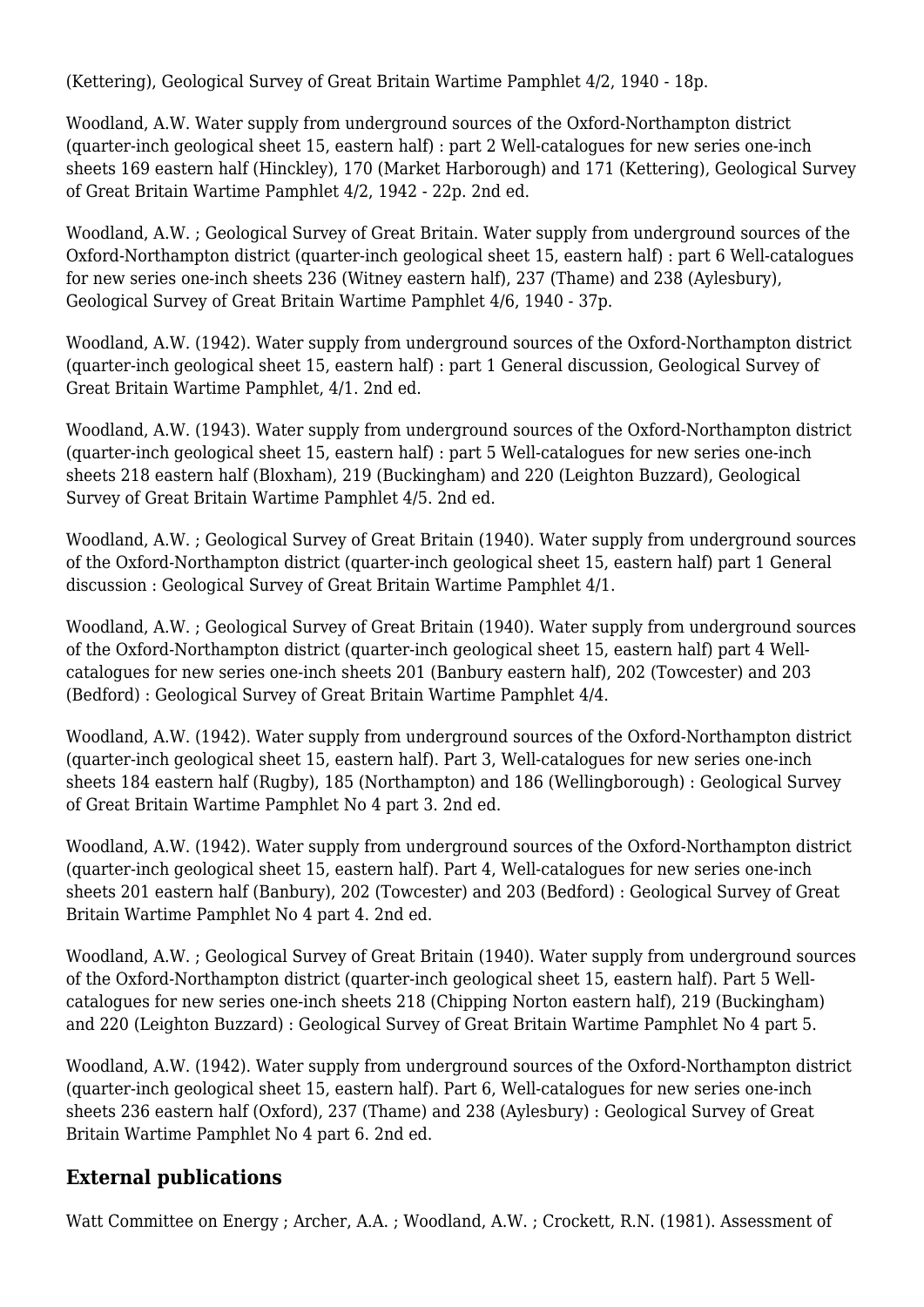(Kettering), Geological Survey of Great Britain Wartime Pamphlet 4/2, 1940 - 18p.

Woodland, A.W. Water supply from underground sources of the Oxford-Northampton district (quarter-inch geological sheet 15, eastern half) : part 2 Well-catalogues for new series one-inch sheets 169 eastern half (Hinckley), 170 (Market Harborough) and 171 (Kettering), Geological Survey of Great Britain Wartime Pamphlet 4/2, 1942 - 22p. 2nd ed.

Woodland, A.W. ; Geological Survey of Great Britain. Water supply from underground sources of the Oxford-Northampton district (quarter-inch geological sheet 15, eastern half) : part 6 Well-catalogues for new series one-inch sheets 236 (Witney eastern half), 237 (Thame) and 238 (Aylesbury), Geological Survey of Great Britain Wartime Pamphlet 4/6, 1940 - 37p.

Woodland, A.W. (1942). Water supply from underground sources of the Oxford-Northampton district (quarter-inch geological sheet 15, eastern half) : part 1 General discussion, Geological Survey of Great Britain Wartime Pamphlet, 4/1. 2nd ed.

Woodland, A.W. (1943). Water supply from underground sources of the Oxford-Northampton district (quarter-inch geological sheet 15, eastern half) : part 5 Well-catalogues for new series one-inch sheets 218 eastern half (Bloxham), 219 (Buckingham) and 220 (Leighton Buzzard), Geological Survey of Great Britain Wartime Pamphlet 4/5. 2nd ed.

Woodland, A.W. ; Geological Survey of Great Britain (1940). Water supply from underground sources of the Oxford-Northampton district (quarter-inch geological sheet 15, eastern half) part 1 General discussion : Geological Survey of Great Britain Wartime Pamphlet 4/1.

Woodland, A.W. ; Geological Survey of Great Britain (1940). Water supply from underground sources of the Oxford-Northampton district (quarter-inch geological sheet 15, eastern half) part 4 Well-catalogues for new series one-inch sheets 201 (Banbury eastern half), 202 (Towcester) and 203 (Bedford) : Geological Survey of Great Britain Wartime Pamphlet 4/4.

Woodland, A.W. (1942). Water supply from underground sources of the Oxford-Northampton district (quarter-inch geological sheet 15, eastern half). Part 3, Well-catalogues for new series one-inch sheets 184 eastern half (Rugby), 185 (Northampton) and 186 (Wellingborough) : Geological Survey of Great Britain Wartime Pamphlet No 4 part 3. 2nd ed.

Woodland, A.W. (1942). Water supply from underground sources of the Oxford-Northampton district (quarter-inch geological sheet 15, eastern half). Part 4, Well-catalogues for new series one-inch sheets 201 eastern half (Banbury), 202 (Towcester) and 203 (Bedford) : Geological Survey of Great Britain Wartime Pamphlet No 4 part 4. 2nd ed.

Woodland, A.W. ; Geological Survey of Great Britain (1940). Water supply from underground sources of the Oxford-Northampton district (quarter-inch geological sheet 15, eastern half). Part 5 Well-catalogues for new series one-inch sheets 218 (Chipping Norton eastern half), 219 (Buckingham) and 220 (Leighton Buzzard) : Geological Survey of Great Britain Wartime Pamphlet No 4 part 5.

Woodland, A.W. (1942). Water supply from underground sources of the Oxford-Northampton district (quarter-inch geological sheet 15, eastern half). Part 6, Well-catalogues for new series one-inch sheets 236 eastern half (Oxford), 237 (Thame) and 238 (Aylesbury) : Geological Survey of Great Britain Wartime Pamphlet No 4 part 6. 2nd ed.

## External publications

Watt Committee on Energy ; Archer, A.A. ; Woodland, A.W. ; Crockett, R.N. (1981). Assessment of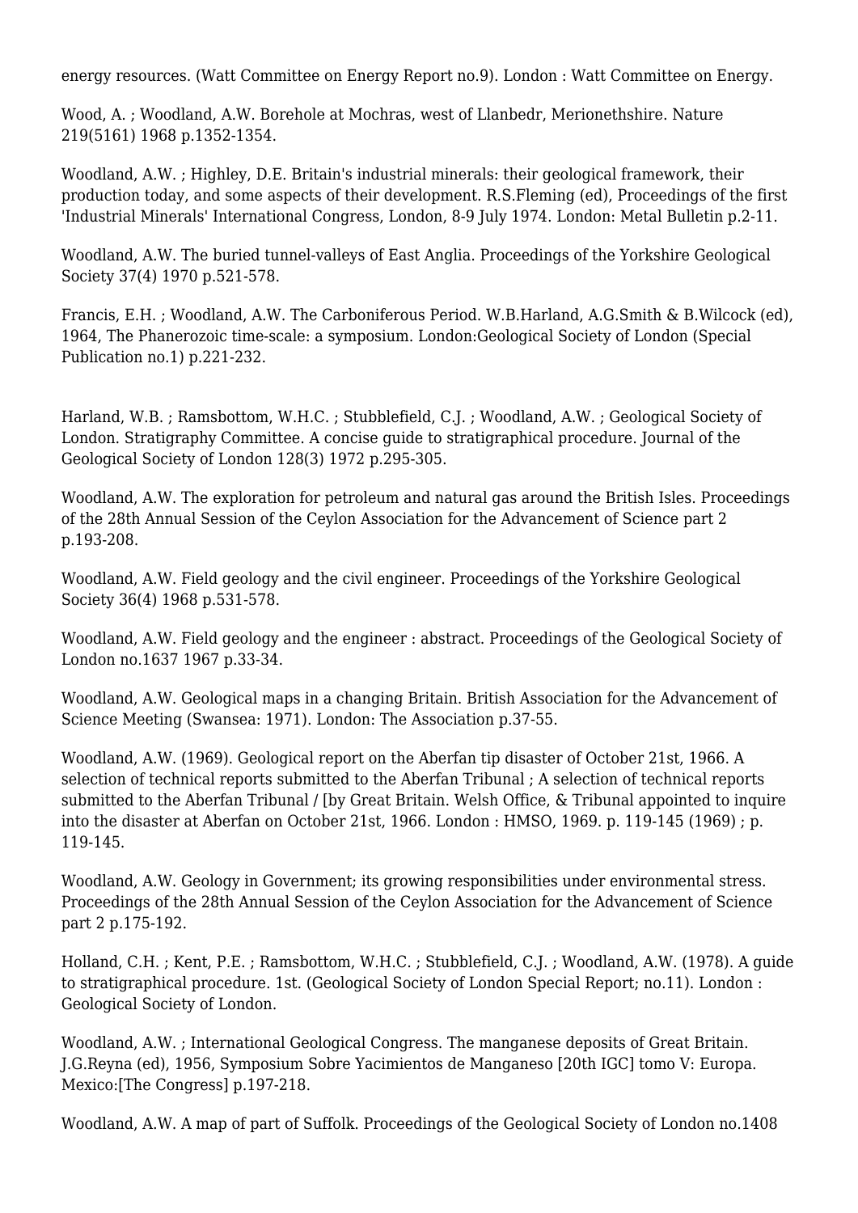energy resources. (Watt Committee on Energy Report no.9). London : Watt Committee on Energy.

Wood, A. ; Woodland, A.W. Borehole at Mochras, west of Llanbedr, Merionethshire. Nature 219(5161) 1968 p.1352-1354.

Woodland, A.W. ; Highley, D.E. Britain's industrial minerals: their geological framework, their production today, and some aspects of their development. R.S.Fleming (ed), Proceedings of the first 'Industrial Minerals' International Congress, London, 8-9 July 1974. London: Metal Bulletin p.2-11.

Woodland, A.W. The buried tunnel-valleys of East Anglia. Proceedings of the Yorkshire Geological Society 37(4) 1970 p.521-578.

Francis, E.H. ; Woodland, A.W. The Carboniferous Period. W.B.Harland, A.G.Smith & B.Wilcock (ed), 1964, The Phanerozoic time-scale: a symposium. London:Geological Society of London (Special Publication no.1) p.221-232.

Harland, W.B. ; Ramsbottom, W.H.C. ; Stubblefield, C.J. ; Woodland, A.W. ; Geological Society of London. Stratigraphy Committee. A concise guide to stratigraphical procedure. Journal of the Geological Society of London 128(3) 1972 p.295-305.

Woodland, A.W. The exploration for petroleum and natural gas around the British Isles. Proceedings of the 28th Annual Session of the Ceylon Association for the Advancement of Science part 2 p.193-208.

Woodland, A.W. Field geology and the civil engineer. Proceedings of the Yorkshire Geological Society 36(4) 1968 p.531-578.

Woodland, A.W. Field geology and the engineer : abstract. Proceedings of the Geological Society of London no.1637 1967 p.33-34.

Woodland, A.W. Geological maps in a changing Britain. British Association for the Advancement of Science Meeting (Swansea: 1971). London: The Association p.37-55.

Woodland, A.W. (1969). Geological report on the Aberfan tip disaster of October 21st, 1966. A selection of technical reports submitted to the Aberfan Tribunal ; A selection of technical reports submitted to the Aberfan Tribunal / [by Great Britain. Welsh Office, & Tribunal appointed to inquire into the disaster at Aberfan on October 21st, 1966. London : HMSO, 1969. p. 119-145 (1969) ; p. 119-145.

Woodland, A.W. Geology in Government; its growing responsibilities under environmental stress. Proceedings of the 28th Annual Session of the Ceylon Association for the Advancement of Science part 2 p.175-192.

Holland, C.H. ; Kent, P.E. ; Ramsbottom, W.H.C. ; Stubblefield, C.J. ; Woodland, A.W. (1978). A guide to stratigraphical procedure. 1st. (Geological Society of London Special Report; no.11). London : Geological Society of London.

Woodland, A.W. ; International Geological Congress. The manganese deposits of Great Britain. J.G.Reyna (ed), 1956, Symposium Sobre Yacimientos de Manganeso [20th IGC] tomo V: Europa. Mexico:[The Congress] p.197-218.

Woodland, A.W. A map of part of Suffolk. Proceedings of the Geological Society of London no.1408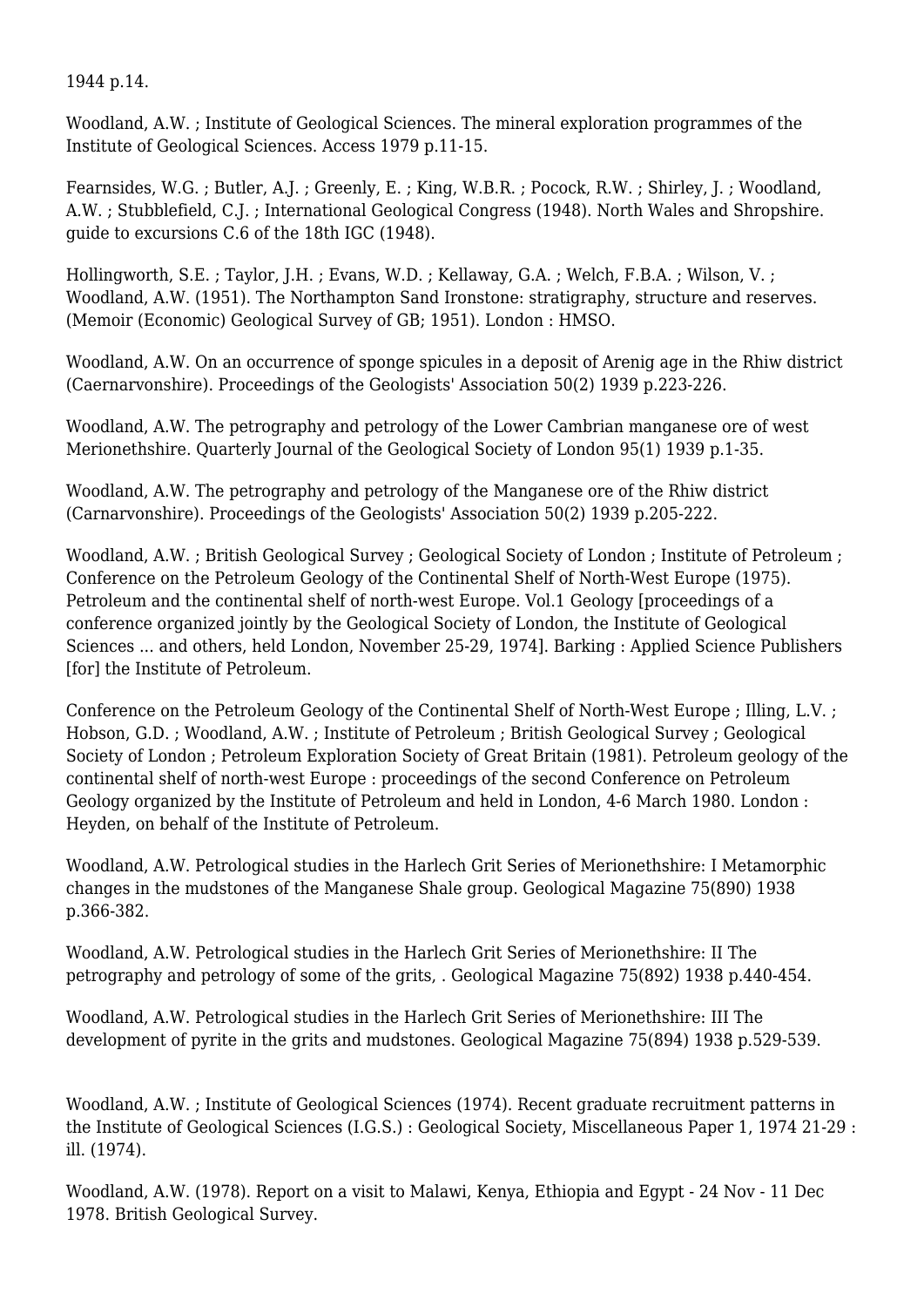1944 p.14.

Woodland, A.W. ; Institute of Geological Sciences. The mineral exploration programmes of the Institute of Geological Sciences. Access 1979 p.11-15.

Fearnsides, W.G. ; Butler, A.J. ; Greenly, E. ; King, W.B.R. ; Pocock, R.W. ; Shirley, J. ; Woodland, A.W. ; Stubblefield, C.J. ; International Geological Congress (1948). North Wales and Shropshire. guide to excursions C.6 of the 18th IGC (1948).

Hollingworth, S.E. ; Taylor, J.H. ; Evans, W.D. ; Kellaway, G.A. ; Welch, F.B.A. ; Wilson, V. ; Woodland, A.W. (1951). The Northampton Sand Ironstone: stratigraphy, structure and reserves. (Memoir (Economic) Geological Survey of GB; 1951). London : HMSO.

Woodland, A.W. On an occurrence of sponge spicules in a deposit of Arenig age in the Rhiw district (Caernarvonshire). Proceedings of the Geologists' Association 50(2) 1939 p.223-226.

Woodland, A.W. The petrography and petrology of the Lower Cambrian manganese ore of west Merionethshire. Quarterly Journal of the Geological Society of London 95(1) 1939 p.1-35.

Woodland, A.W. The petrography and petrology of the Manganese ore of the Rhiw district (Carnarvonshire). Proceedings of the Geologists' Association 50(2) 1939 p.205-222.

Woodland, A.W. ; British Geological Survey ; Geological Society of London ; Institute of Petroleum ; Conference on the Petroleum Geology of the Continental Shelf of North-West Europe (1975). Petroleum and the continental shelf of north-west Europe. Vol.1 Geology [proceedings of a conference organized jointly by the Geological Society of London, the Institute of Geological Sciences ... and others, held London, November 25-29, 1974]. Barking : Applied Science Publishers [for] the Institute of Petroleum.

Conference on the Petroleum Geology of the Continental Shelf of North-West Europe ; Illing, L.V. ; Hobson, G.D. ; Woodland, A.W. ; Institute of Petroleum ; British Geological Survey ; Geological Society of London ; Petroleum Exploration Society of Great Britain (1981). Petroleum geology of the continental shelf of north-west Europe : proceedings of the second Conference on Petroleum Geology organized by the Institute of Petroleum and held in London, 4-6 March 1980. London : Heyden, on behalf of the Institute of Petroleum.

Woodland, A.W. Petrological studies in the Harlech Grit Series of Merionethshire: I Metamorphic changes in the mudstones of the Manganese Shale group. Geological Magazine 75(890) 1938 p.366-382.

Woodland, A.W. Petrological studies in the Harlech Grit Series of Merionethshire: II The petrography and petrology of some of the grits, . Geological Magazine 75(892) 1938 p.440-454.

Woodland, A.W. Petrological studies in the Harlech Grit Series of Merionethshire: III The development of pyrite in the grits and mudstones. Geological Magazine 75(894) 1938 p.529-539.

Woodland, A.W. ; Institute of Geological Sciences (1974). Recent graduate recruitment patterns in the Institute of Geological Sciences (I.G.S.) : Geological Society, Miscellaneous Paper 1, 1974 21-29 : ill. (1974).

Woodland, A.W. (1978). Report on a visit to Malawi, Kenya, Ethiopia and Egypt - 24 Nov - 11 Dec 1978. British Geological Survey.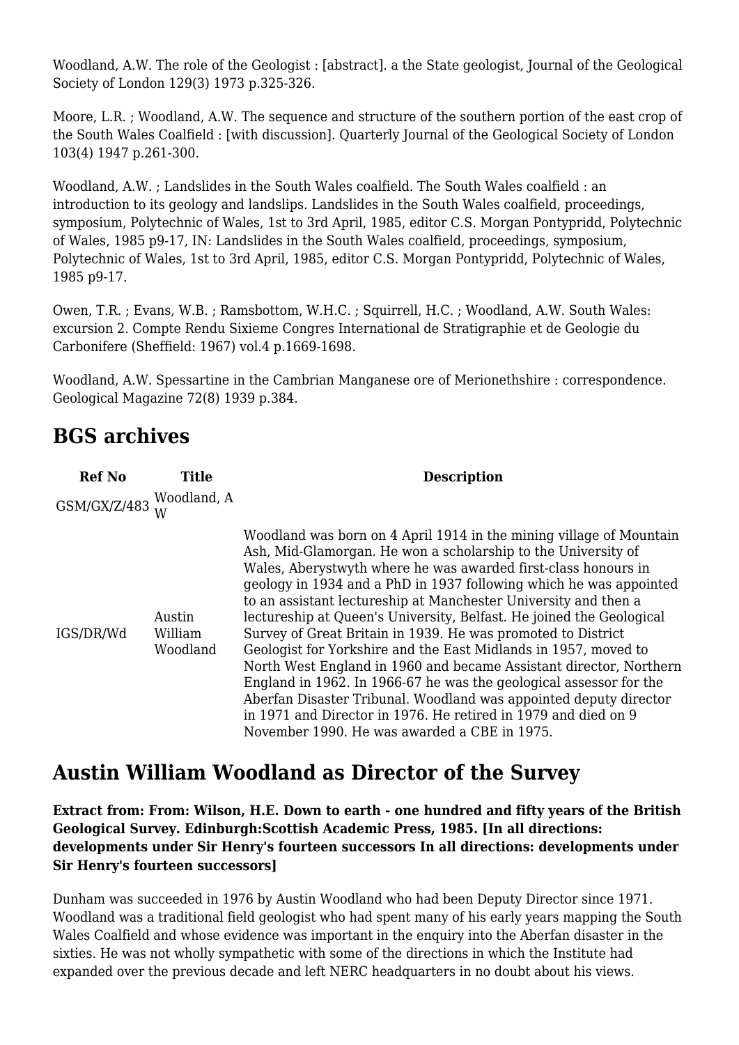Woodland, A.W. The role of the Geologist : [abstract]. a the State geologist, Journal of the Geological Society of London 129(3) 1973 p.325-326.

Moore, L.R. ; Woodland, A.W. The sequence and structure of the southern portion of the east crop of the South Wales Coalfield : [with discussion]. Quarterly Journal of the Geological Society of London 103(4) 1947 p.261-300.

Woodland, A.W. ; Landslides in the South Wales coalfield. The South Wales coalfield : an introduction to its geology and landslips. Landslides in the South Wales coalfield, proceedings, symposium, Polytechnic of Wales, 1st to 3rd April, 1985, editor C.S. Morgan Pontypridd, Polytechnic of Wales, 1985 p9-17, IN: Landslides in the South Wales coalfield, proceedings, symposium, Polytechnic of Wales, 1st to 3rd April, 1985, editor C.S. Morgan Pontypridd, Polytechnic of Wales, 1985 p9-17.

Owen, T.R. ; Evans, W.B. ; Ramsbottom, W.H.C. ; Squirrell, H.C. ; Woodland, A.W. South Wales: excursion 2. Compte Rendu Sixieme Congres International de Stratigraphie et de Geologie du Carbonifere (Sheffield: 1967) vol.4 p.1669-1698.

Woodland, A.W. Spessartine in the Cambrian Manganese ore of Merionethshire : correspondence. Geological Magazine 72(8) 1939 p.384.

## BGS archives

| Ref No | Title | Description |
| --- | --- | --- |
| GSM/GX/Z/483 | Woodland, A W | |
| IGS/DR/Wd | Austin William Woodland | Woodland was born on 4 April 1914 in the mining village of Mountain Ash, Mid-Glamorgan. He won a scholarship to the University of Wales, Aberystwyth where he was awarded first-class honours in geology in 1934 and a PhD in 1937 following which he was appointed to an assistant lectureship at Manchester University and then a lectureship at Queen's University, Belfast. He joined the Geological Survey of Great Britain in 1939. He was promoted to District Geologist for Yorkshire and the East Midlands in 1957, moved to North West England in 1960 and became Assistant director, Northern England in 1962. In 1966-67 he was the geological assessor for the Aberfan Disaster Tribunal. Woodland was appointed deputy director in 1971 and Director in 1976. He retired in 1979 and died on 9 November 1990. He was awarded a CBE in 1975. |

## Austin William Woodland as Director of the Survey

**Extract from: From: Wilson, H.E. Down to earth - one hundred and fifty years of the British Geological Survey. Edinburgh:Scottish Academic Press, 1985. [In all directions: developments under Sir Henry's fourteen successors In all directions: developments under Sir Henry's fourteen successors]**

Dunham was succeeded in 1976 by Austin Woodland who had been Deputy Director since 1971. Woodland was a traditional field geologist who had spent many of his early years mapping the South Wales Coalfield and whose evidence was important in the enquiry into the Aberfan disaster in the sixties. He was not wholly sympathetic with some of the directions in which the Institute had expanded over the previous decade and left NERC headquarters in no doubt about his views.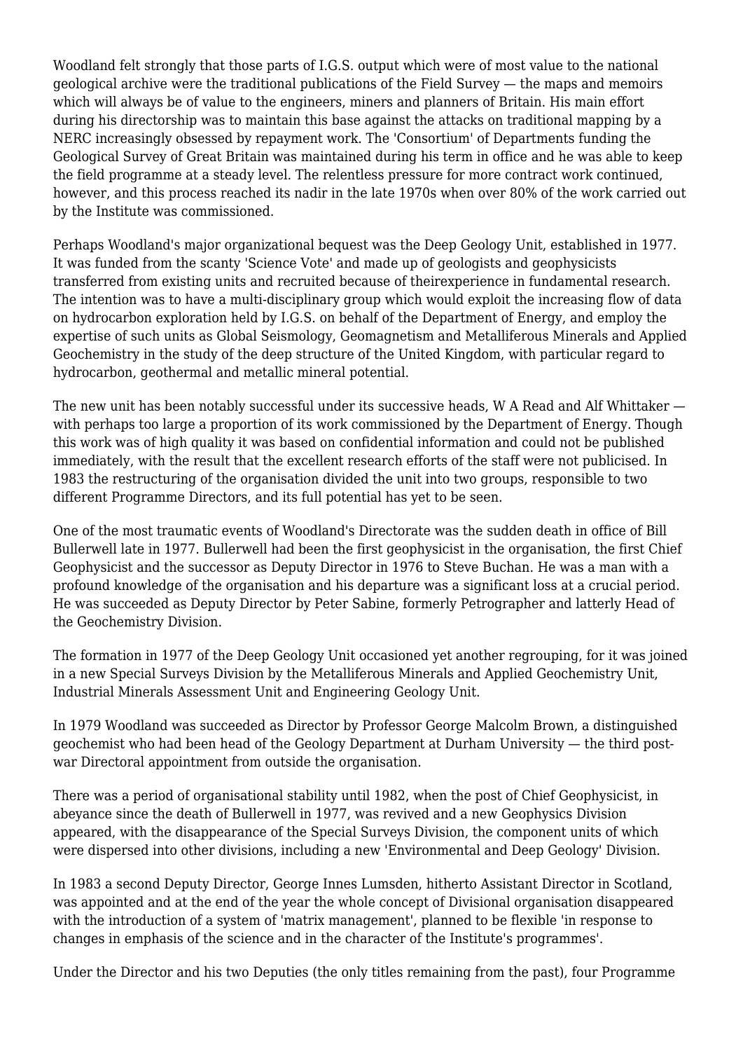Woodland felt strongly that those parts of I.G.S. output which were of most value to the national geological archive were the traditional publications of the Field Survey — the maps and memoirs which will always be of value to the engineers, miners and planners of Britain. His main effort during his directorship was to maintain this base against the attacks on traditional mapping by a NERC increasingly obsessed by repayment work. The 'Consortium' of Departments funding the Geological Survey of Great Britain was maintained during his term in office and he was able to keep the field programme at a steady level. The relentless pressure for more contract work continued, however, and this process reached its nadir in the late 1970s when over 80% of the work carried out by the Institute was commissioned.

Perhaps Woodland's major organizational bequest was the Deep Geology Unit, established in 1977. It was funded from the scanty 'Science Vote' and made up of geologists and geophysicists transferred from existing units and recruited because of theirexperience in fundamental research. The intention was to have a multi-disciplinary group which would exploit the increasing flow of data on hydrocarbon exploration held by I.G.S. on behalf of the Department of Energy, and employ the expertise of such units as Global Seismology, Geomagnetism and Metalliferous Minerals and Applied Geochemistry in the study of the deep structure of the United Kingdom, with particular regard to hydrocarbon, geothermal and metallic mineral potential.

The new unit has been notably successful under its successive heads, W A Read and Alf Whittaker — with perhaps too large a proportion of its work commissioned by the Department of Energy. Though this work was of high quality it was based on confidential information and could not be published immediately, with the result that the excellent research efforts of the staff were not publicised. In 1983 the restructuring of the organisation divided the unit into two groups, responsible to two different Programme Directors, and its full potential has yet to be seen.

One of the most traumatic events of Woodland's Directorate was the sudden death in office of Bill Bullerwell late in 1977. Bullerwell had been the first geophysicist in the organisation, the first Chief Geophysicist and the successor as Deputy Director in 1976 to Steve Buchan. He was a man with a profound knowledge of the organisation and his departure was a significant loss at a crucial period. He was succeeded as Deputy Director by Peter Sabine, formerly Petrographer and latterly Head of the Geochemistry Division.

The formation in 1977 of the Deep Geology Unit occasioned yet another regrouping, for it was joined in a new Special Surveys Division by the Metalliferous Minerals and Applied Geochemistry Unit, Industrial Minerals Assessment Unit and Engineering Geology Unit.

In 1979 Woodland was succeeded as Director by Professor George Malcolm Brown, a distinguished geochemist who had been head of the Geology Department at Durham University — the third post-war Directoral appointment from outside the organisation.

There was a period of organisational stability until 1982, when the post of Chief Geophysicist, in abeyance since the death of Bullerwell in 1977, was revived and a new Geophysics Division appeared, with the disappearance of the Special Surveys Division, the component units of which were dispersed into other divisions, including a new 'Environmental and Deep Geology' Division.

In 1983 a second Deputy Director, George Innes Lumsden, hitherto Assistant Director in Scotland, was appointed and at the end of the year the whole concept of Divisional organisation disappeared with the introduction of a system of 'matrix management', planned to be flexible 'in response to changes in emphasis of the science and in the character of the Institute's programmes'.

Under the Director and his two Deputies (the only titles remaining from the past), four Programme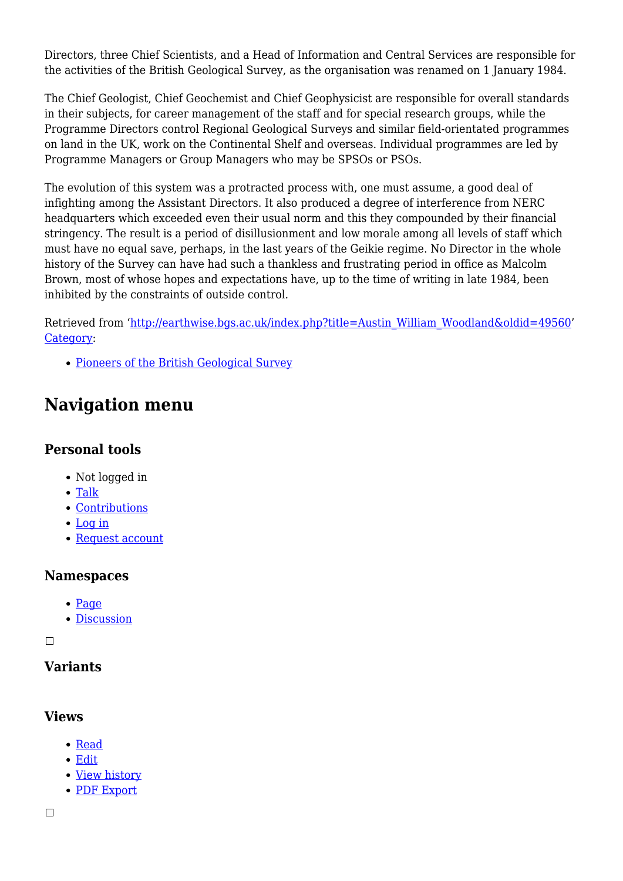Directors, three Chief Scientists, and a Head of Information and Central Services are responsible for the activities of the British Geological Survey, as the organisation was renamed on 1 January 1984.

The Chief Geologist, Chief Geochemist and Chief Geophysicist are responsible for overall standards in their subjects, for career management of the staff and for special research groups, while the Programme Directors control Regional Geological Surveys and similar field-orientated programmes on land in the UK, work on the Continental Shelf and overseas. Individual programmes are led by Programme Managers or Group Managers who may be SPSOs or PSOs.

The evolution of this system was a protracted process with, one must assume, a good deal of infighting among the Assistant Directors. It also produced a degree of interference from NERC headquarters which exceeded even their usual norm and this they compounded by their financial stringency. The result is a period of disillusionment and low morale among all levels of staff which must have no equal save, perhaps, in the last years of the Geikie regime. No Director in the whole history of the Survey can have had such a thankless and frustrating period in office as Malcolm Brown, most of whose hopes and expectations have, up to the time of writing in late 1984, been inhibited by the constraints of outside control.

Retrieved from 'http://earthwise.bgs.ac.uk/index.php?title=Austin_William_Woodland&oldid=49560'
Category:

- Pioneers of the British Geological Survey

## Navigation menu

### Personal tools

- Not logged in
- Talk
- Contributions
- Log in
- Request account

### Namespaces

- Page
- Discussion

### Variants

### Views

- Read
- Edit
- View history
- PDF Export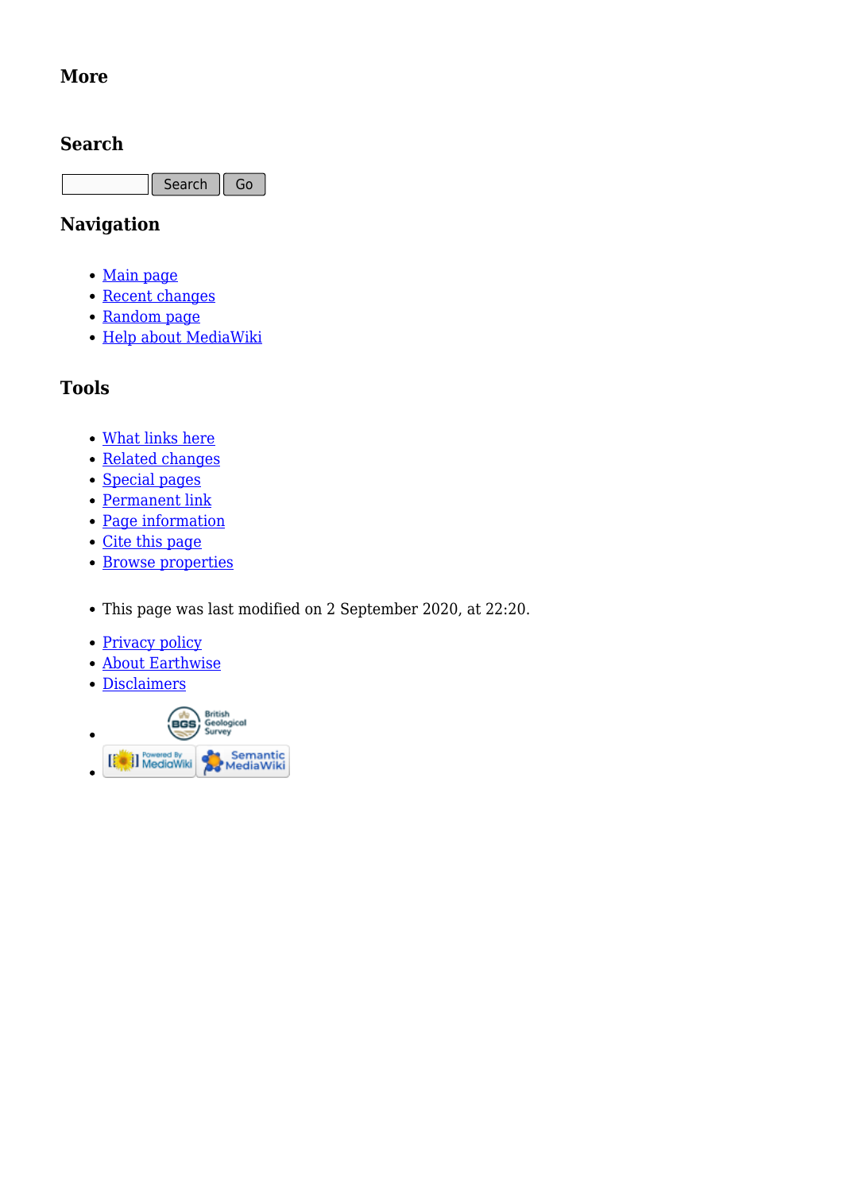## More

## Search

Search Go

## Navigation

- Main page
- Recent changes
- Random page
- Help about MediaWiki

## Tools

- What links here
- Related changes
- Special pages
- Permanent link
- Page information
- Cite this page
- Browse properties

- This page was last modified on 2 September 2020, at 22:20.

- Privacy policy
- About Earthwise
- Disclaimers